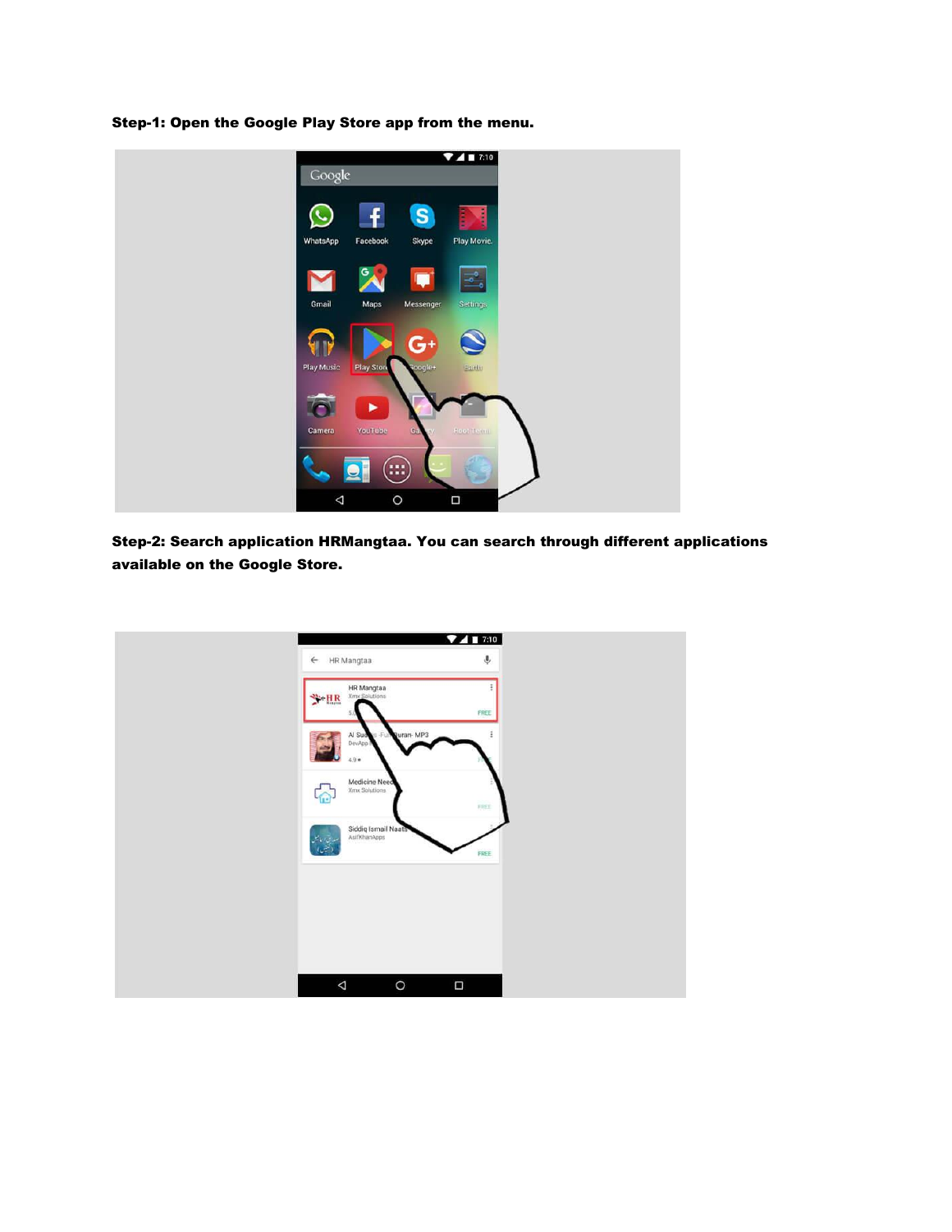**Step-1: Open the Google Play Store app from the menu.**

**Step-2: Search application HRMangtaa. You can search through different applications available on the Google Store.**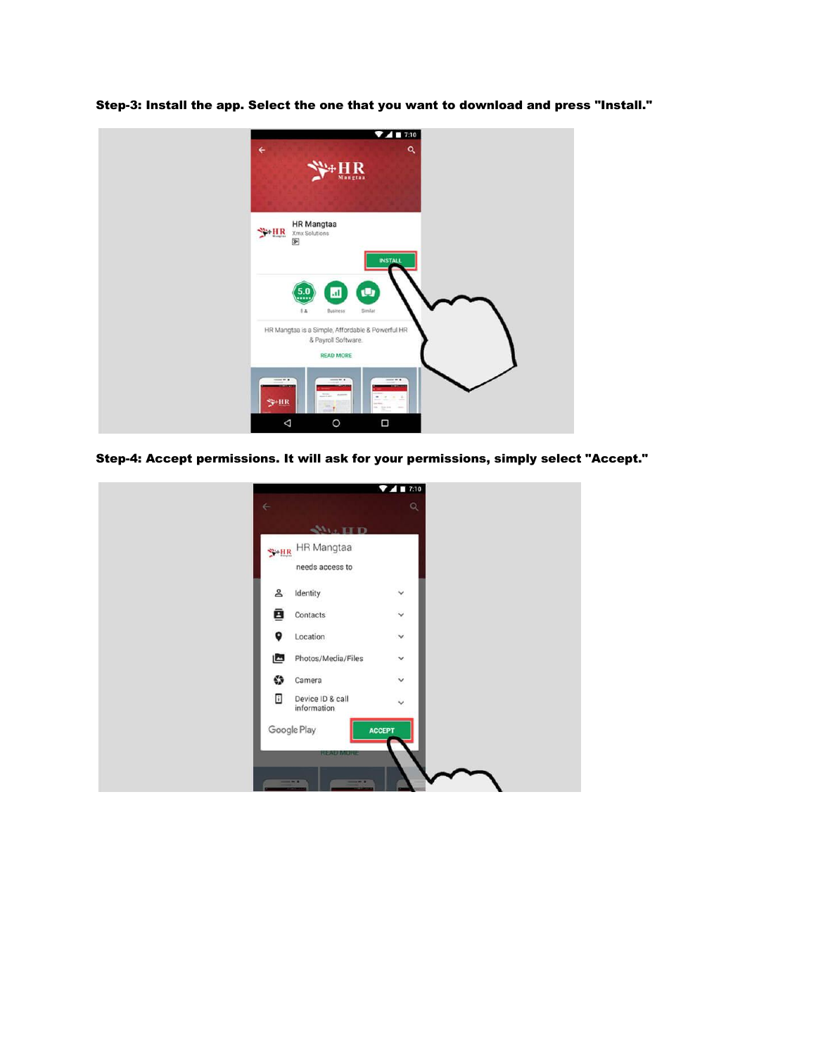**Step-3: Install the app. Select the one that you want to download and press "Install."**

**Step-4: Accept permissions. It will ask for your permissions, simply select "Accept."**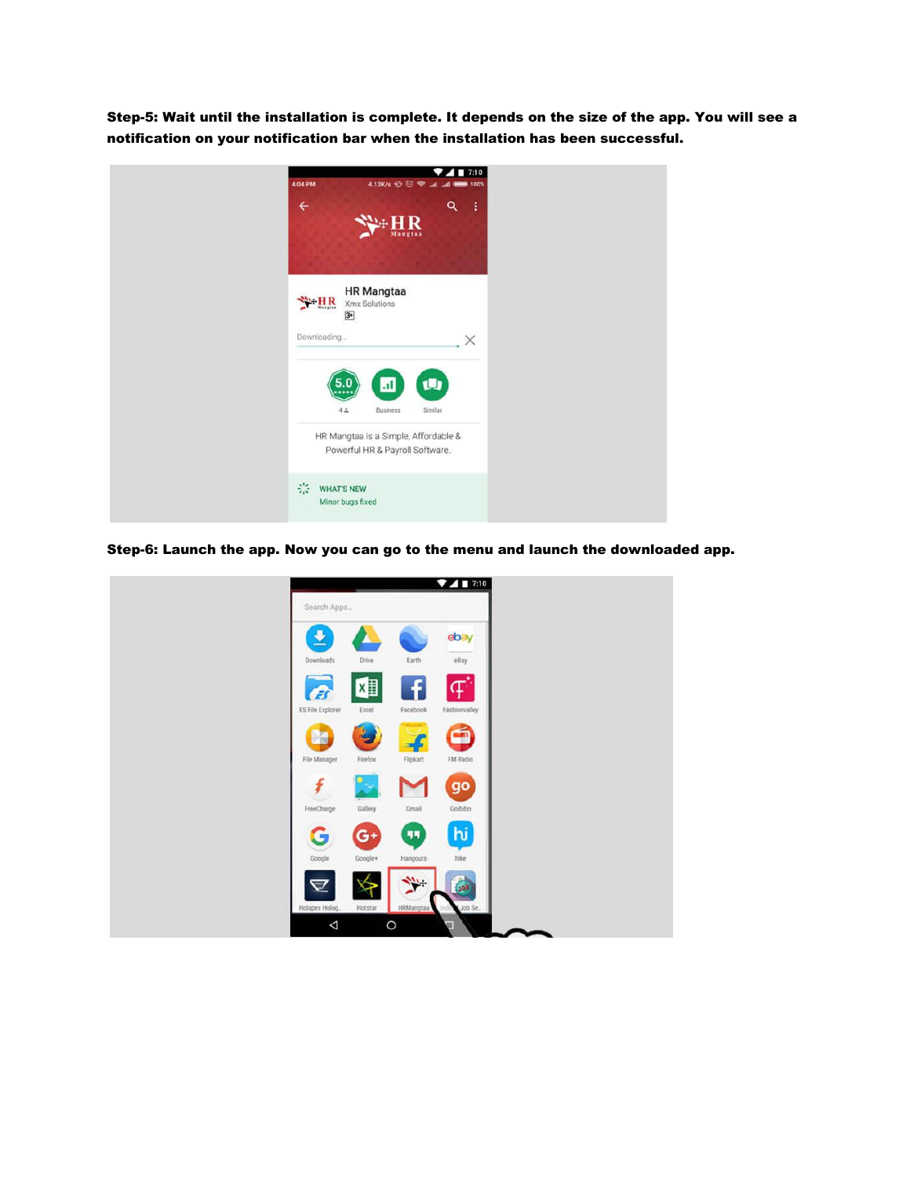**Step-5: Wait until the installation is complete. It depends on the size of the app. You will see a notification on your notification bar when the installation has been successful.**

**Step-6: Launch the app. Now you can go to the menu and launch the downloaded app.**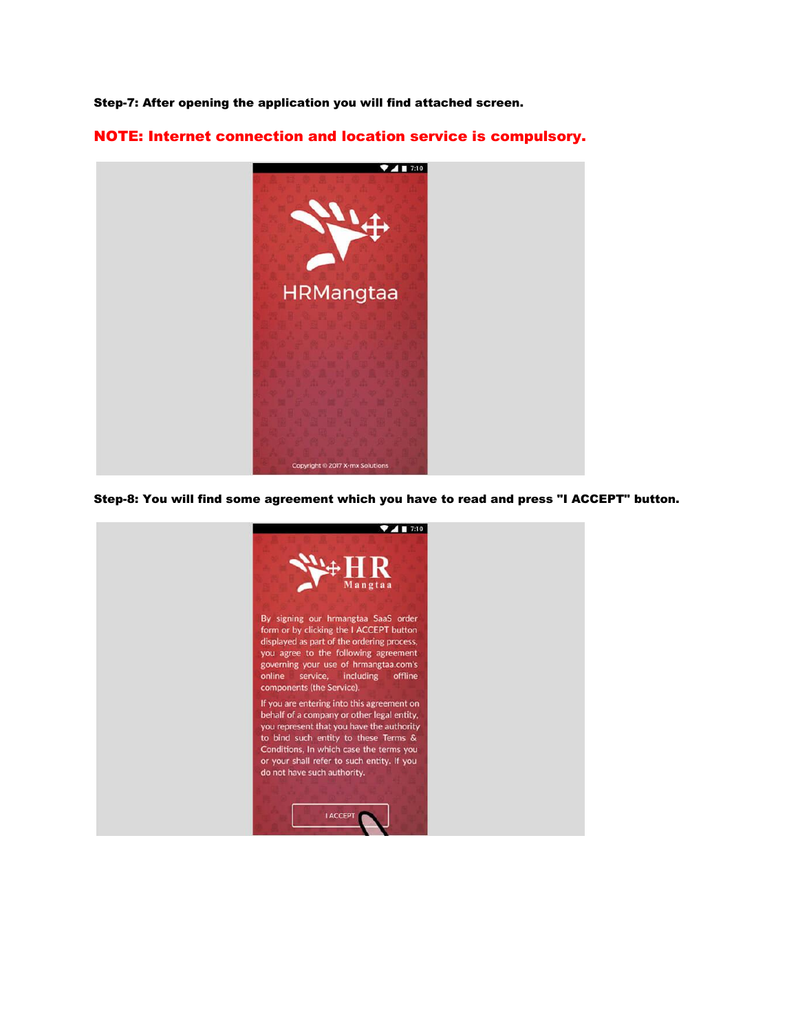**Step-7: After opening the application you will find attached screen.**

**NOTE: Internet connection and location service is compulsory.**

**Step-8: You will find some agreement which you have to read and press "I ACCEPT" button.**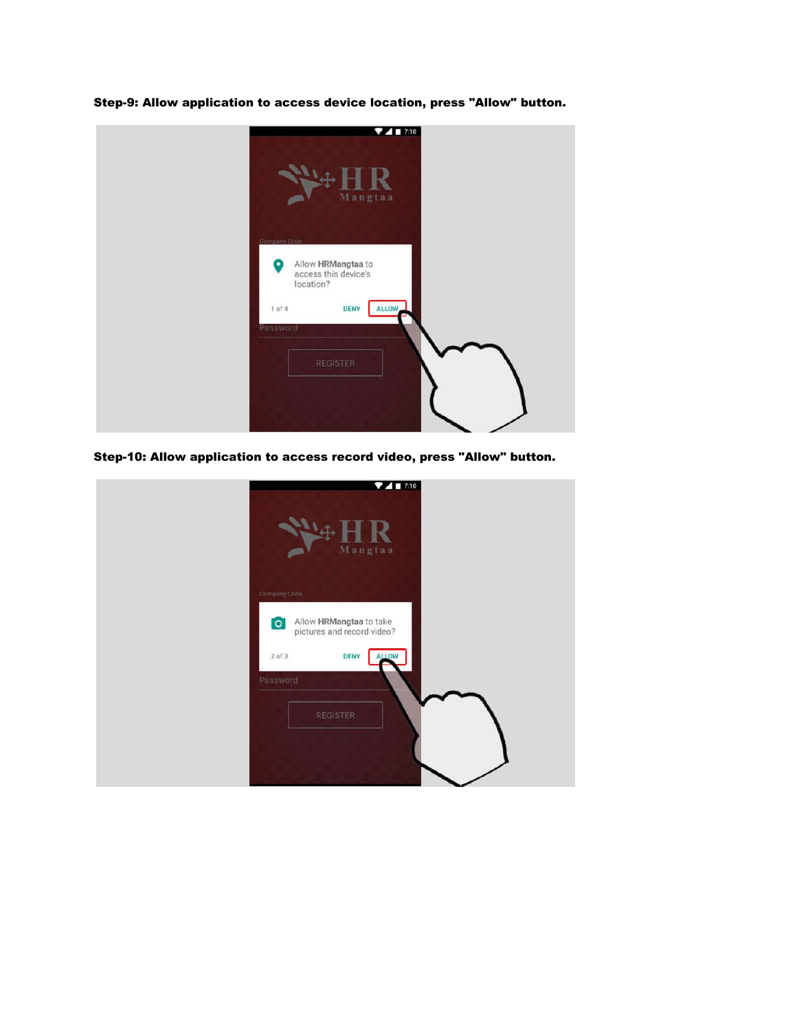**Step-9: Allow application to access device location, press "Allow" button.**

**Step-10: Allow application to access record video, press "Allow" button.**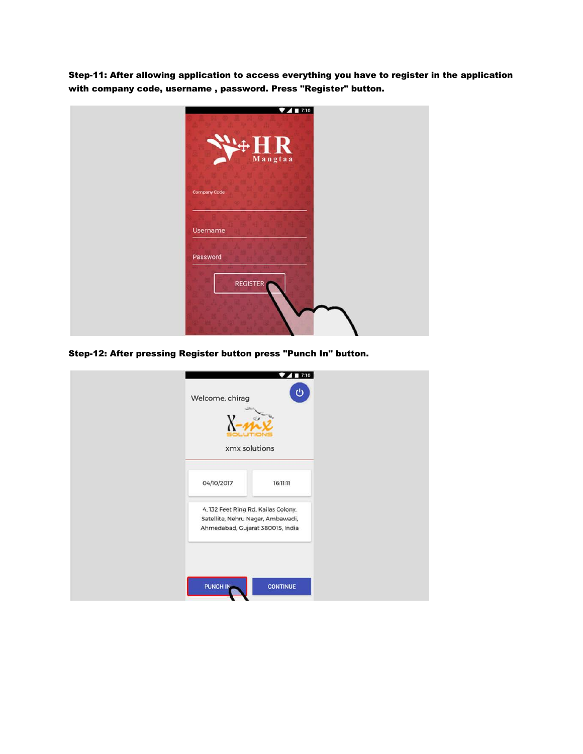**Step-11: After allowing application to access everything you have to register in the application with company code, username , password. Press "Register" button.**

**Step-12: After pressing Register button press "Punch In" button.**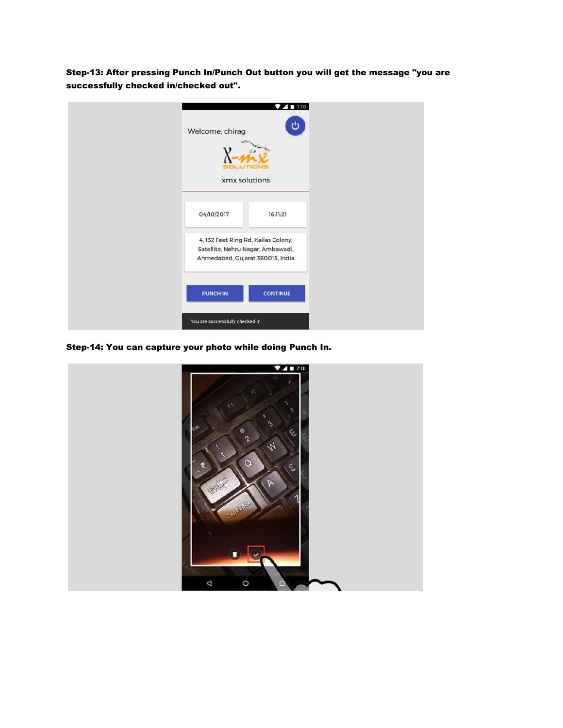**Step-13: After pressing Punch In/Punch Out button you will get the message "you are successfully checked in/checked out".**

**Step-14: You can capture your photo while doing Punch In.**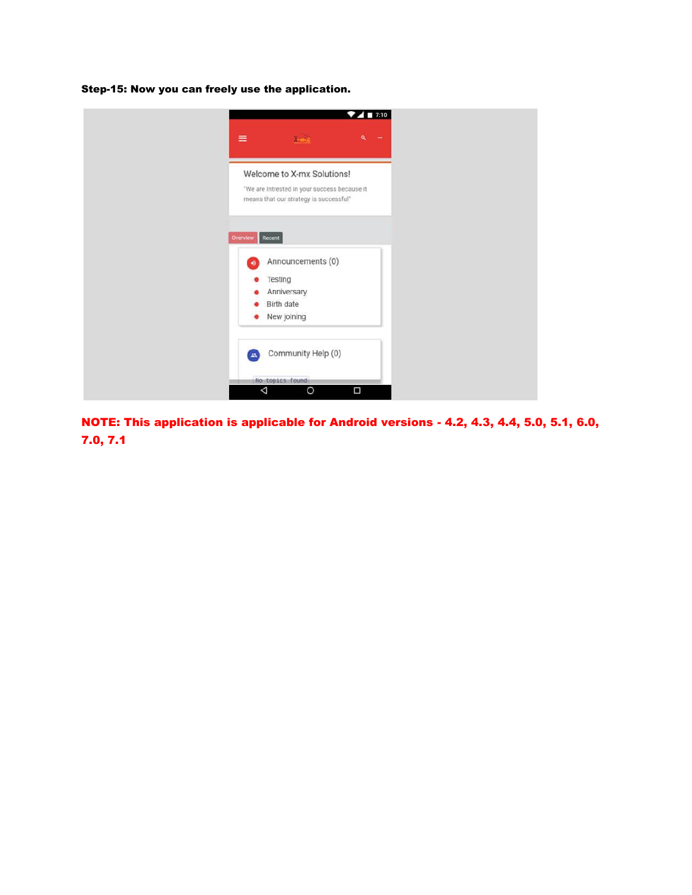**Step-15: Now you can freely use the application.**

**NOTE: This application is applicable for Android versions - 4.2, 4.3, 4.4, 5.0, 5.1, 6.0, 7.0, 7.1**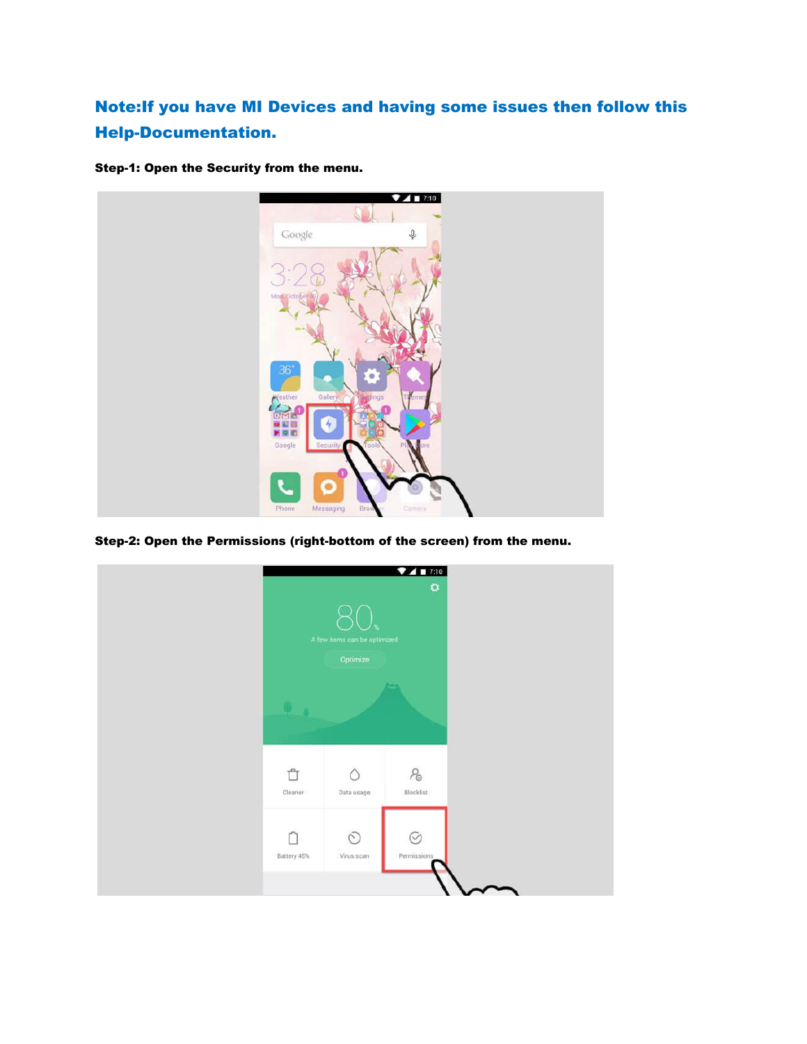**Note:If you have MI Devices and having some issues then follow this Help-Documentation.**

**Step-1: Open the Security from the menu.**

**Step-2: Open the Permissions (right-bottom of the screen) from the menu.**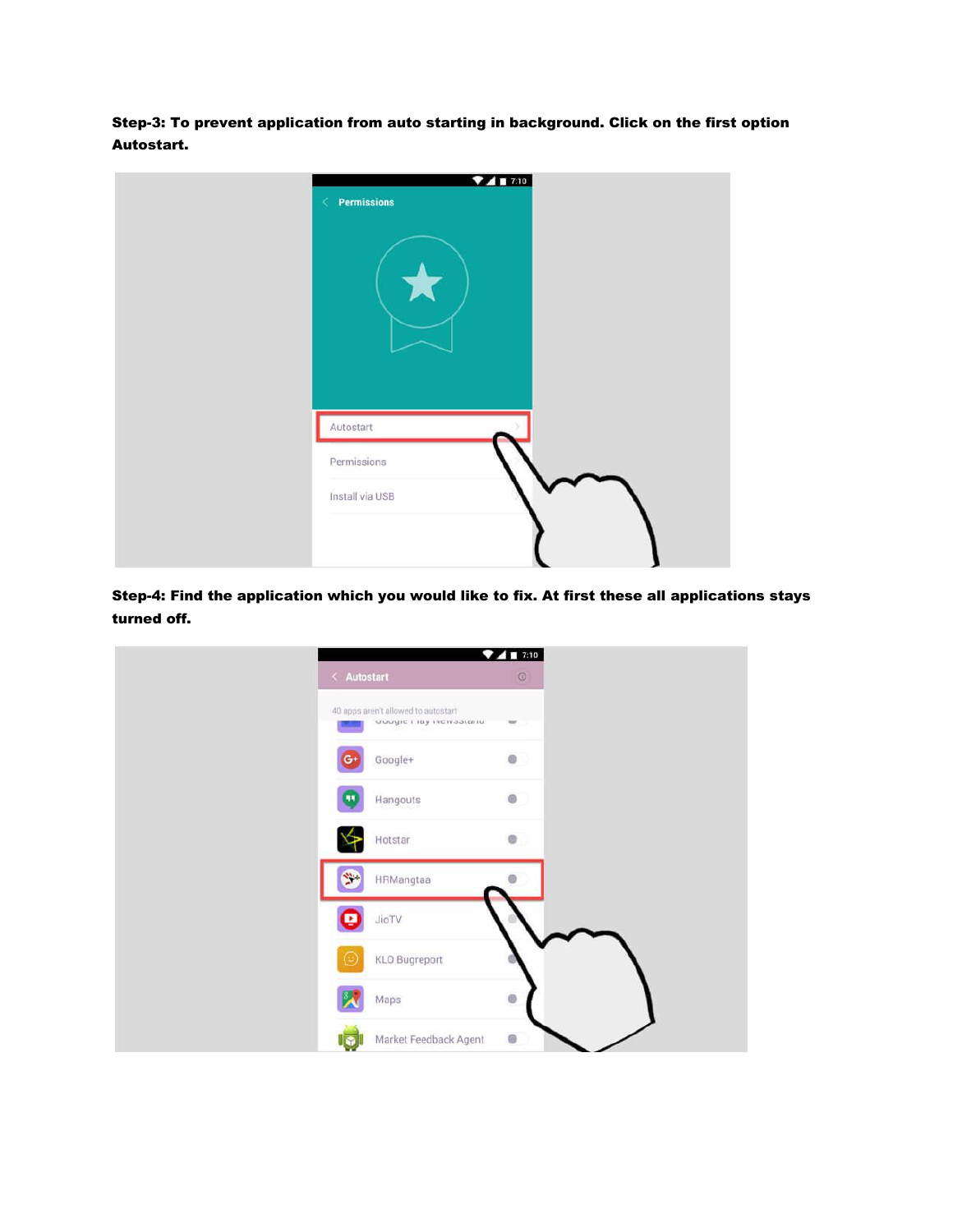**Step-3: To prevent application from auto starting in background. Click on the first option Autostart.**

**Step-4: Find the application which you would like to fix. At first these all applications stays turned off.**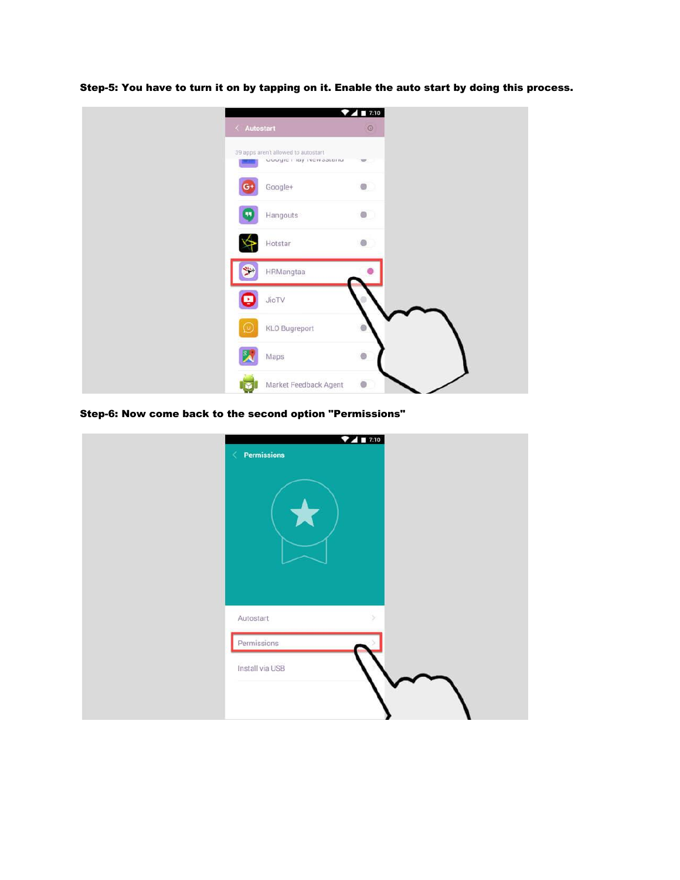**Step-5: You have to turn it on by tapping on it. Enable the auto start by doing this process.**

**Step-6: Now come back to the second option "Permissions"**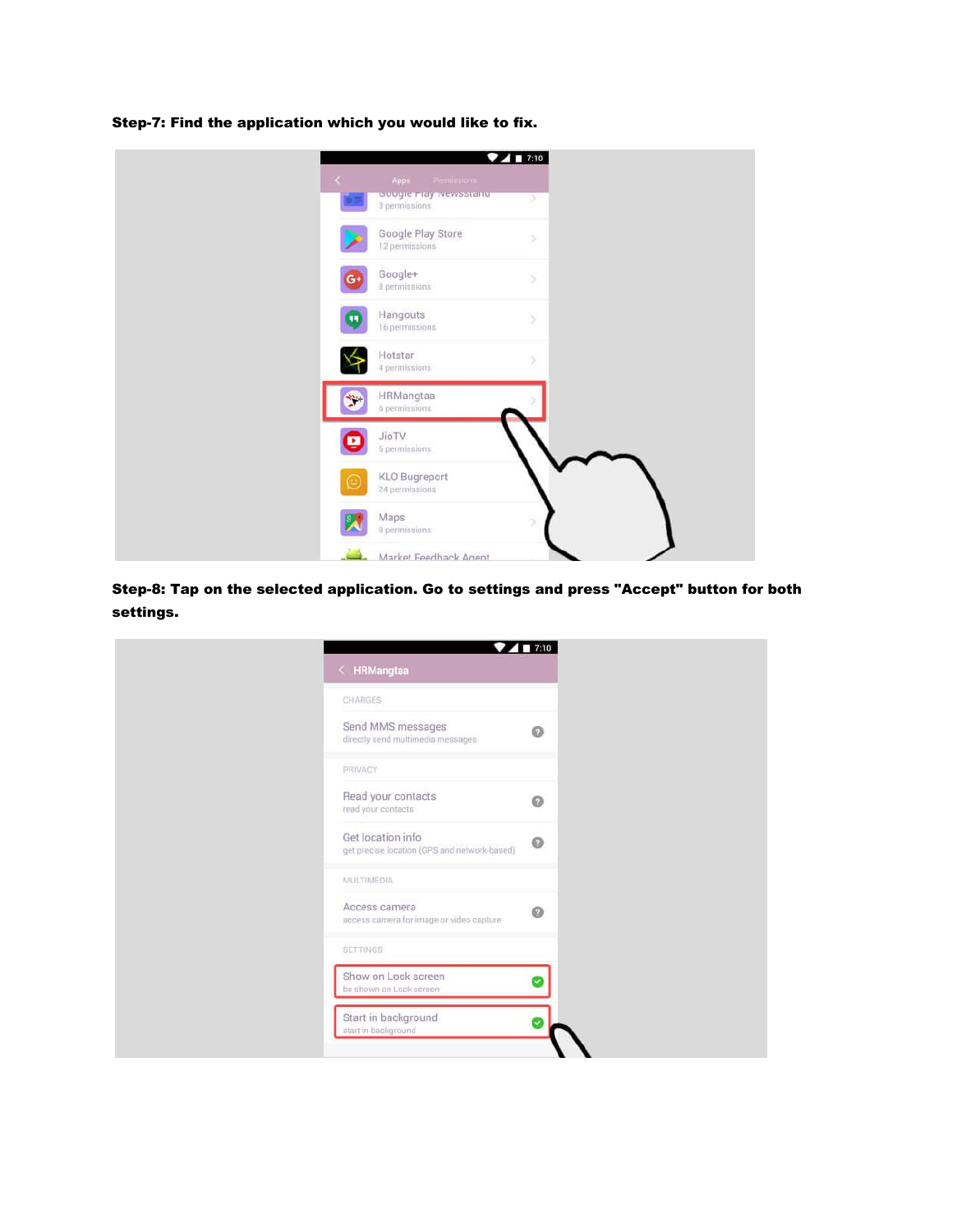**Step-7: Find the application which you would like to fix.**

**Step-8: Tap on the selected application. Go to settings and press "Accept" button for both settings.**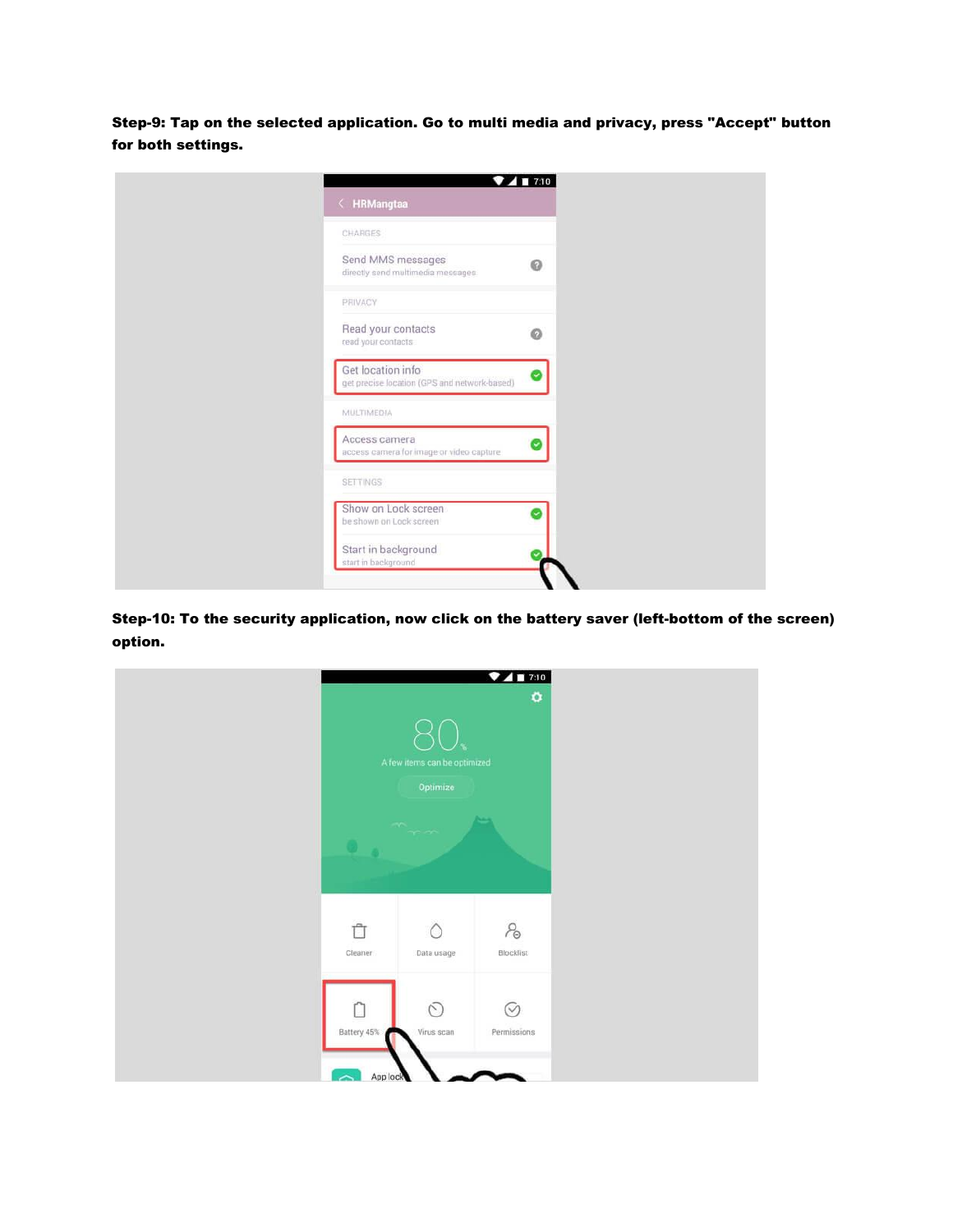**Step-9: Tap on the selected application. Go to multi media and privacy, press "Accept" button for both settings.**

**Step-10: To the security application, now click on the battery saver (left-bottom of the screen) option.**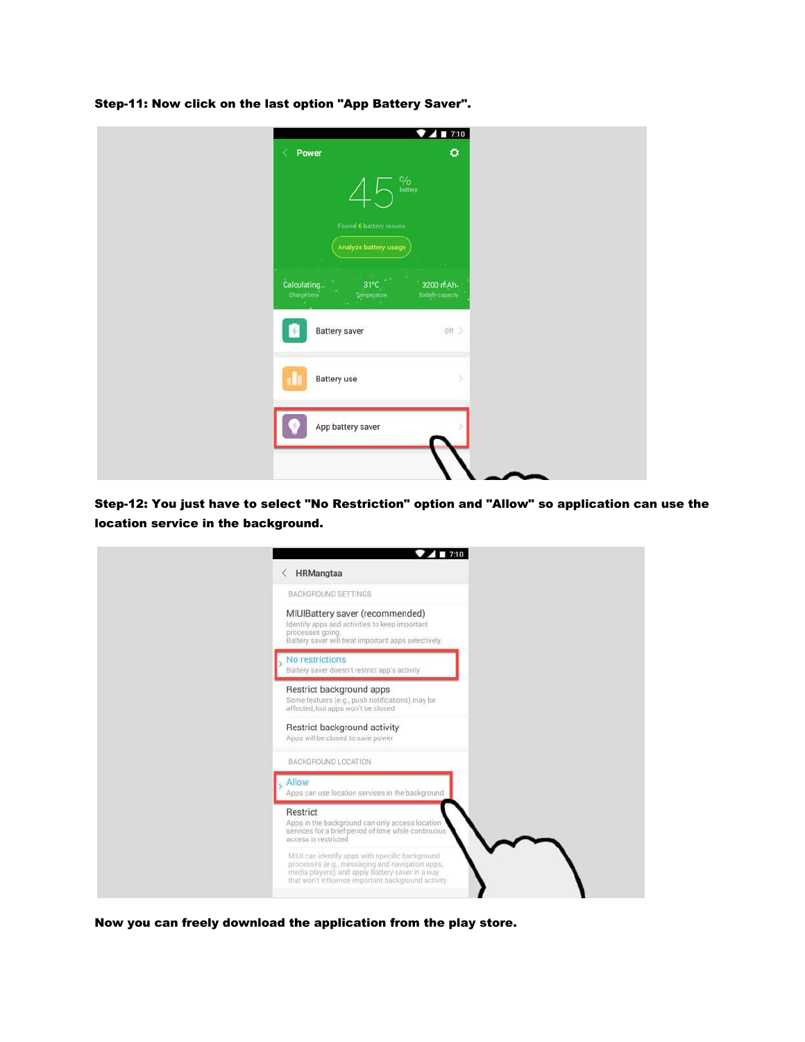**Step-11: Now click on the last option "App Battery Saver".**

**Step-12: You just have to select "No Restriction" option and "Allow" so application can use the location service in the background.**

**Now you can freely download the application from the play store.**